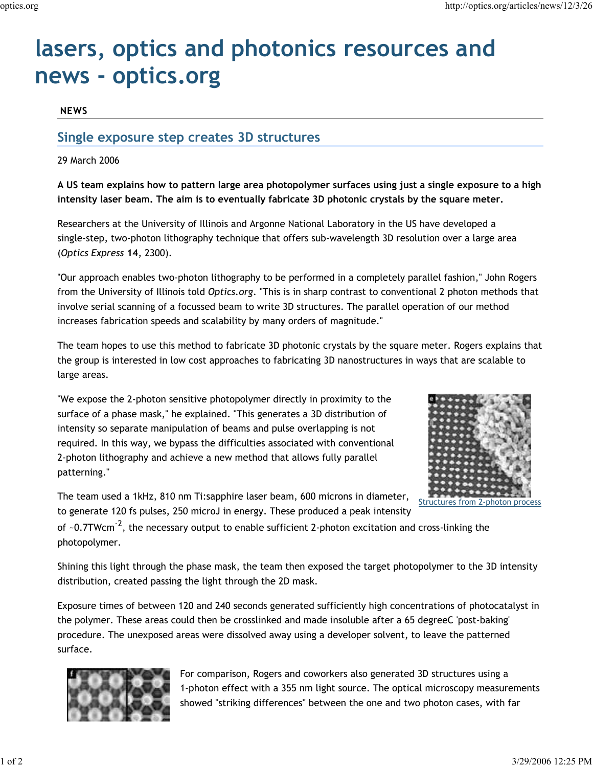# lasers, optics and photonics resources and news - optics.org

**NEWS**

## Single exposure step creates 3D structures

29 March 2006

**A US team explains how to pattern large area photopolymer surfaces using just a single exposure to a high intensity laser beam. The aim is to eventually fabricate 3D photonic crystals by the square meter.**

Researchers at the University of Illinois and Argonne National Laboratory in the US have developed a single-step, two-photon lithography technique that offers sub-wavelength 3D resolution over a large area (*Optics Express* **14**, 2300).

"Our approach enables two-photon lithography to be performed in a completely parallel fashion," John Rogers from the University of Illinois told *Optics.org*. "This is in sharp contrast to conventional 2 photon methods that involve serial scanning of a focussed beam to write 3D structures. The parallel operation of our method increases fabrication speeds and scalability by many orders of magnitude."

The team hopes to use this method to fabricate 3D photonic crystals by the square meter. Rogers explains that the group is interested in low cost approaches to fabricating 3D nanostructures in ways that are scalable to large areas.

"We expose the 2-photon sensitive photopolymer directly in proximity to the surface of a phase mask," he explained. "This generates a 3D distribution of intensity so separate manipulation of beams and pulse overlapping is not required. In this way, we bypass the difficulties associated with conventional 2-photon lithography and achieve a new method that allows fully parallel patterning."

Structures from 2-photon process

The team used a 1kHz, 810 nm Ti:sapphire laser beam, 600 microns in diameter, to generate 120 fs pulses, 250 microJ in energy. These produced a peak intensity of ~0.7TWcm$^{-2}$, the necessary output to enable sufficient 2-photon excitation and cross-linking the photopolymer.

Shining this light through the phase mask, the team then exposed the target photopolymer to the 3D intensity distribution, created passing the light through the 2D mask.

Exposure times of between 120 and 240 seconds generated sufficiently high concentrations of photocatalyst in the polymer. These areas could then be crosslinked and made insoluble after a 65 degreeC 'post-baking' procedure. The unexposed areas were dissolved away using a developer solvent, to leave the patterned surface.

For comparison, Rogers and coworkers also generated 3D structures using a 1-photon effect with a 355 nm light source. The optical microscopy measurements showed "striking differences" between the one and two photon cases, with far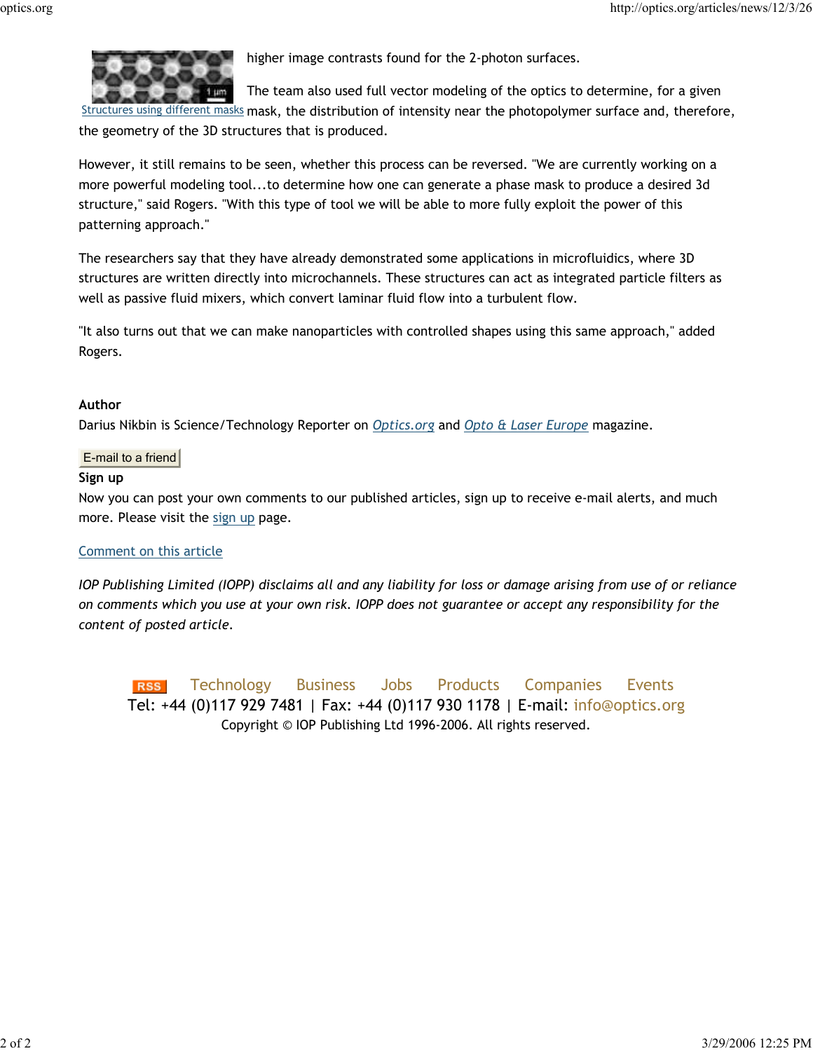Structures using different masks

higher image contrasts found for the 2-photon surfaces.

The team also used full vector modeling of the optics to determine, for a given mask, the distribution of intensity near the photopolymer surface and, therefore, the geometry of the 3D structures that is produced.

However, it still remains to be seen, whether this process can be reversed. "We are currently working on a more powerful modeling tool...to determine how one can generate a phase mask to produce a desired 3d structure," said Rogers. "With this type of tool we will be able to more fully exploit the power of this patterning approach."

The researchers say that they have already demonstrated some applications in microfluidics, where 3D structures are written directly into microchannels. These structures can act as integrated particle filters as well as passive fluid mixers, which convert laminar fluid flow into a turbulent flow.

"It also turns out that we can make nanoparticles with controlled shapes using this same approach," added Rogers.

**Author**

Darius Nikbin is Science/Technology Reporter on *Optics.org* and *Opto & Laser Europe* magazine.

E-mail to a friend

**Sign up**

Now you can post your own comments to our published articles, sign up to receive e-mail alerts, and much more. Please visit the sign up page.

Comment on this article

*IOP Publishing Limited (IOPP) disclaims all and any liability for loss or damage arising from use of or reliance on comments which you use at your own risk. IOPP does not guarantee or accept any responsibility for the content of posted article.*

RSS Technology Business Jobs Products Companies Events

Tel: +44 (0)117 929 7481 | Fax: +44 (0)117 930 1178 | E-mail: info@optics.org

Copyright © IOP Publishing Ltd 1996-2006. All rights reserved.